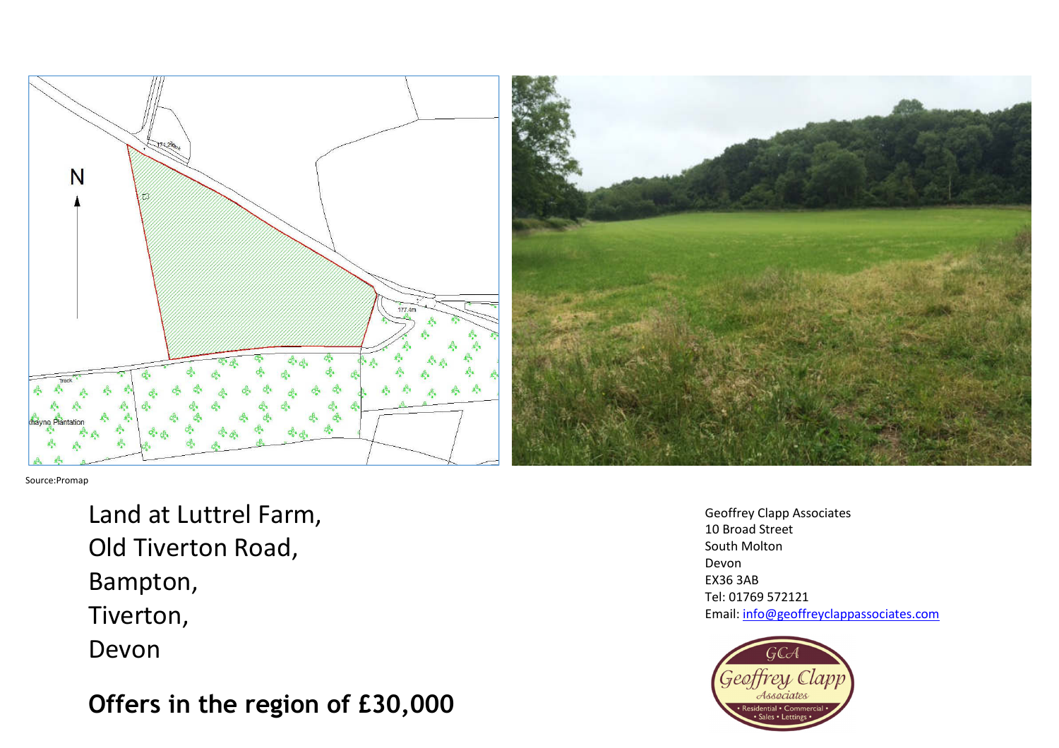Source:Promap

# Land at Luttrel Farm,
# Old Tiverton Road,
# Bampton,
# Tiverton,
# Devon

**Offers in the region of £30,000**

Geoffrey Clapp Associates
10 Broad Street
South Molton
Devon
EX36 3AB
Tel: 01769 572121
Email: info@geoffreyclappassociates.com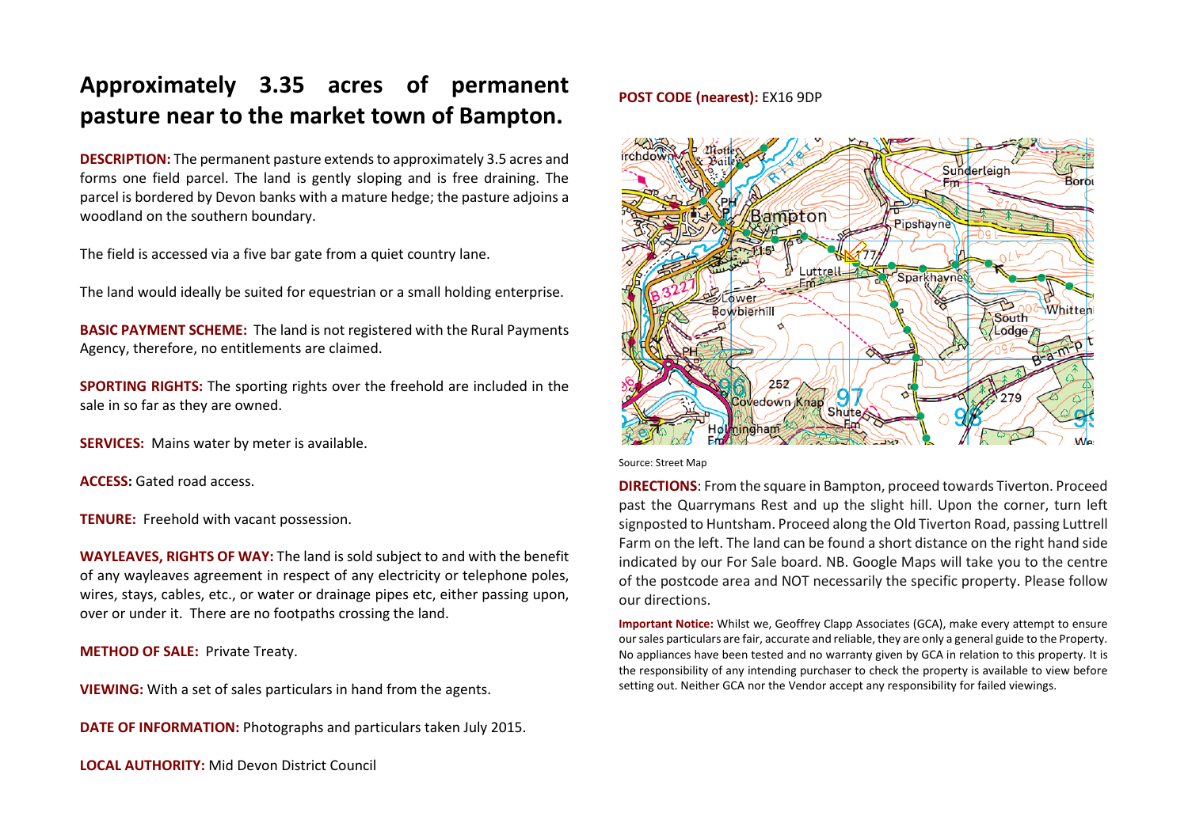# Approximately 3.35 acres of permanent pasture near to the market town of Bampton.

**DESCRIPTION:** The permanent pasture extends to approximately 3.5 acres and forms one field parcel. The land is gently sloping and is free draining. The parcel is bordered by Devon banks with a mature hedge; the pasture adjoins a woodland on the southern boundary.

The field is accessed via a five bar gate from a quiet country lane.

The land would ideally be suited for equestrian or a small holding enterprise.

**BASIC PAYMENT SCHEME:** The land is not registered with the Rural Payments Agency, therefore, no entitlements are claimed.

**SPORTING RIGHTS:** The sporting rights over the freehold are included in the sale in so far as they are owned.

**SERVICES:** Mains water by meter is available.

**ACCESS:** Gated road access.

**TENURE:** Freehold with vacant possession.

**WAYLEAVES, RIGHTS OF WAY:** The land is sold subject to and with the benefit of any wayleaves agreement in respect of any electricity or telephone poles, wires, stays, cables, etc., or water or drainage pipes etc, either passing upon, over or under it. There are no footpaths crossing the land.

**METHOD OF SALE:** Private Treaty.

**VIEWING:** With a set of sales particulars in hand from the agents.

**DATE OF INFORMATION:** Photographs and particulars taken July 2015.

**LOCAL AUTHORITY:** Mid Devon District Council

**POST CODE (nearest):** EX16 9DP

Source: Street Map

**DIRECTIONS**: From the square in Bampton, proceed towards Tiverton. Proceed past the Quarrymans Rest and up the slight hill. Upon the corner, turn left signposted to Huntsham. Proceed along the Old Tiverton Road, passing Luttrell Farm on the left. The land can be found a short distance on the right hand side indicated by our For Sale board. NB. Google Maps will take you to the centre of the postcode area and NOT necessarily the specific property. Please follow our directions.

**Important Notice:** Whilst we, Geoffrey Clapp Associates (GCA), make every attempt to ensure our sales particulars are fair, accurate and reliable, they are only a general guide to the Property. No appliances have been tested and no warranty given by GCA in relation to this property. It is the responsibility of any intending purchaser to check the property is available to view before setting out. Neither GCA nor the Vendor accept any responsibility for failed viewings.